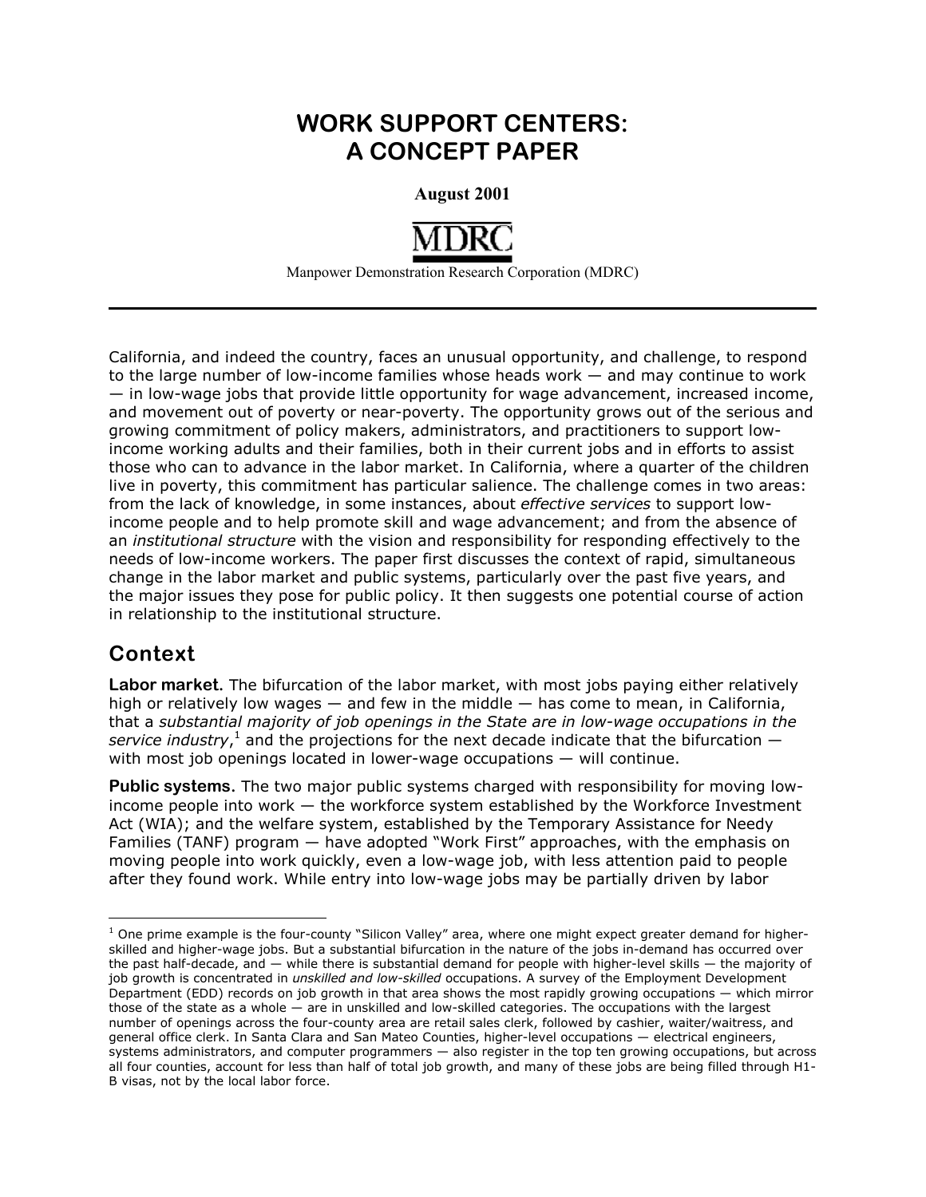# WORK SUPPORT CENTERS: A CONCEPT PAPER

**August 2001**

**MDRC**

Manpower Demonstration Research Corporation (MDRC)

---

California, and indeed the country, faces an unusual opportunity, and challenge, to respond to the large number of low-income families whose heads work — and may continue to work — in low-wage jobs that provide little opportunity for wage advancement, increased income, and movement out of poverty or near-poverty. The opportunity grows out of the serious and growing commitment of policy makers, administrators, and practitioners to support low-income working adults and their families, both in their current jobs and in efforts to assist those who can to advance in the labor market. In California, where a quarter of the children live in poverty, this commitment has particular salience. The challenge comes in two areas: from the lack of knowledge, in some instances, about *effective services* to support low-income people and to help promote skill and wage advancement; and from the absence of an *institutional structure* with the vision and responsibility for responding effectively to the needs of low-income workers. The paper first discusses the context of rapid, simultaneous change in the labor market and public systems, particularly over the past five years, and the major issues they pose for public policy. It then suggests one potential course of action in relationship to the institutional structure.

## Context

**Labor market.** The bifurcation of the labor market, with most jobs paying either relatively high or relatively low wages — and few in the middle — has come to mean, in California, that a *substantial majority of job openings in the State are in low-wage occupations in the service industry*,[1] and the projections for the next decade indicate that the bifurcation — with most job openings located in lower-wage occupations — will continue.

**Public systems.** The two major public systems charged with responsibility for moving low-income people into work — the workforce system established by the Workforce Investment Act (WIA); and the welfare system, established by the Temporary Assistance for Needy Families (TANF) program — have adopted "Work First" approaches, with the emphasis on moving people into work quickly, even a low-wage job, with less attention paid to people after they found work. While entry into low-wage jobs may be partially driven by labor

---

[1] One prime example is the four-county "Silicon Valley" area, where one might expect greater demand for higher-skilled and higher-wage jobs. But a substantial bifurcation in the nature of the jobs in-demand has occurred over the past half-decade, and — while there is substantial demand for people with higher-level skills — the majority of job growth is concentrated in *unskilled and low-skilled* occupations. A survey of the Employment Development Department (EDD) records on job growth in that area shows the most rapidly growing occupations — which mirror those of the state as a whole — are in unskilled and low-skilled categories. The occupations with the largest number of openings across the four-county area are retail sales clerk, followed by cashier, waiter/waitress, and general office clerk. In Santa Clara and San Mateo Counties, higher-level occupations — electrical engineers, systems administrators, and computer programmers — also register in the top ten growing occupations, but across all four counties, account for less than half of total job growth, and many of these jobs are being filled through H1-B visas, not by the local labor force.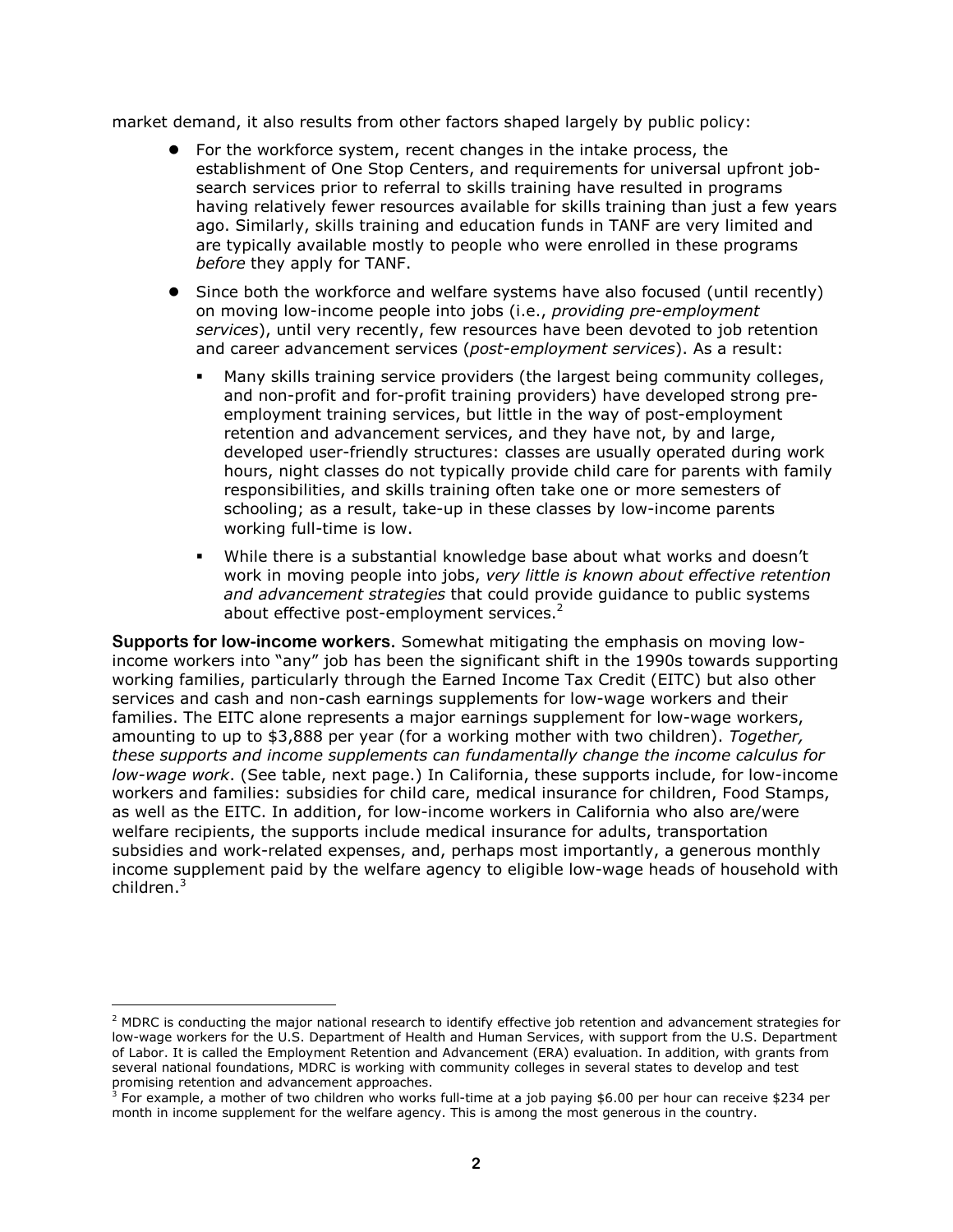market demand, it also results from other factors shaped largely by public policy:

- For the workforce system, recent changes in the intake process, the establishment of One Stop Centers, and requirements for universal upfront job-search services prior to referral to skills training have resulted in programs having relatively fewer resources available for skills training than just a few years ago. Similarly, skills training and education funds in TANF are very limited and are typically available mostly to people who were enrolled in these programs *before* they apply for TANF.
- Since both the workforce and welfare systems have also focused (until recently) on moving low-income people into jobs (i.e., *providing pre-employment services*), until very recently, few resources have been devoted to job retention and career advancement services (*post-employment services*). As a result:
  - Many skills training service providers (the largest being community colleges, and non-profit and for-profit training providers) have developed strong pre-employment training services, but little in the way of post-employment retention and advancement services, and they have not, by and large, developed user-friendly structures: classes are usually operated during work hours, night classes do not typically provide child care for parents with family responsibilities, and skills training often take one or more semesters of schooling; as a result, take-up in these classes by low-income parents working full-time is low.
  - While there is a substantial knowledge base about what works and doesn't work in moving people into jobs, *very little is known about effective retention and advancement strategies* that could provide guidance to public systems about effective post-employment services.[2]

**Supports for low-income workers.** Somewhat mitigating the emphasis on moving low-income workers into "any" job has been the significant shift in the 1990s towards supporting working families, particularly through the Earned Income Tax Credit (EITC) but also other services and cash and non-cash earnings supplements for low-wage workers and their families. The EITC alone represents a major earnings supplement for low-wage workers, amounting to up to $3,888 per year (for a working mother with two children). *Together, these supports and income supplements can fundamentally change the income calculus for low-wage work*. (See table, next page.) In California, these supports include, for low-income workers and families: subsidies for child care, medical insurance for children, Food Stamps, as well as the EITC. In addition, for low-income workers in California who also are/were welfare recipients, the supports include medical insurance for adults, transportation subsidies and work-related expenses, and, perhaps most importantly, a generous monthly income supplement paid by the welfare agency to eligible low-wage heads of household with children.[3]

---

[2] MDRC is conducting the major national research to identify effective job retention and advancement strategies for low-wage workers for the U.S. Department of Health and Human Services, with support from the U.S. Department of Labor. It is called the Employment Retention and Advancement (ERA) evaluation. In addition, with grants from several national foundations, MDRC is working with community colleges in several states to develop and test promising retention and advancement approaches.

[3] For example, a mother of two children who works full-time at a job paying $6.00 per hour can receive $234 per month in income supplement for the welfare agency. This is among the most generous in the country.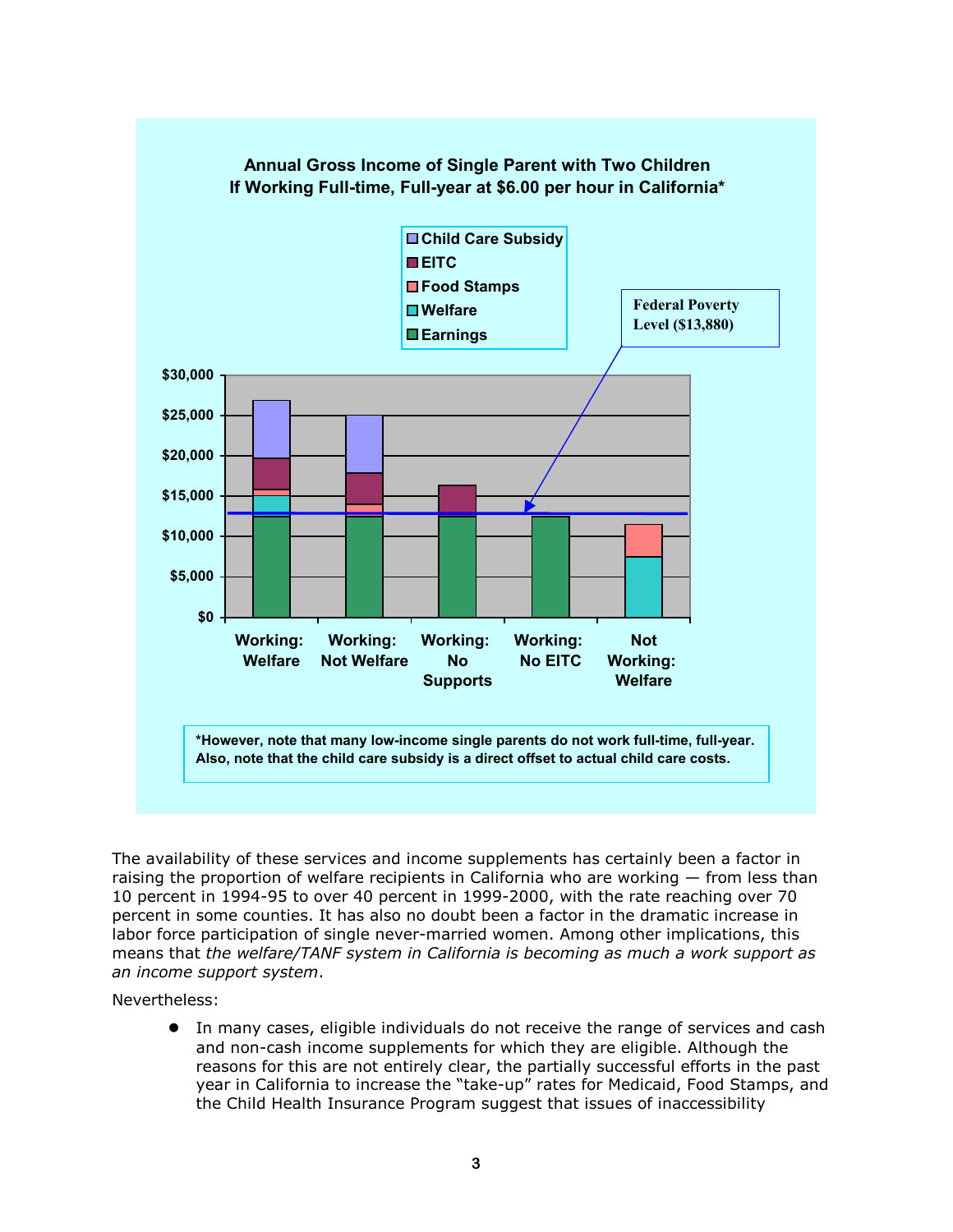**Annual Gross Income of Single Parent with Two Children If Working Full-time, Full-year at $6.00 per hour in California***

- Child Care Subsidy
- EITC
- Food Stamps
- Welfare
- Earnings

Federal Poverty Level ($13,880)

$30,000
$25,000
$20,000
$15,000
$10,000
$5,000
$0

Working: Welfare | Working: Not Welfare | Working: No Supports | Working: No EITC | Not Working: Welfare

***However, note that many low-income single parents do not work full-time, full-year. Also, note that the child care subsidy is a direct offset to actual child care costs.**

The availability of these services and income supplements has certainly been a factor in raising the proportion of welfare recipients in California who are working — from less than 10 percent in 1994-95 to over 40 percent in 1999-2000, with the rate reaching over 70 percent in some counties. It has also no doubt been a factor in the dramatic increase in labor force participation of single never-married women. Among other implications, this means that *the welfare/TANF system in California is becoming as much a work support as an income support system*.

Nevertheless:

- In many cases, eligible individuals do not receive the range of services and cash and non-cash income supplements for which they are eligible. Although the reasons for this are not entirely clear, the partially successful efforts in the past year in California to increase the "take-up" rates for Medicaid, Food Stamps, and the Child Health Insurance Program suggest that issues of inaccessibility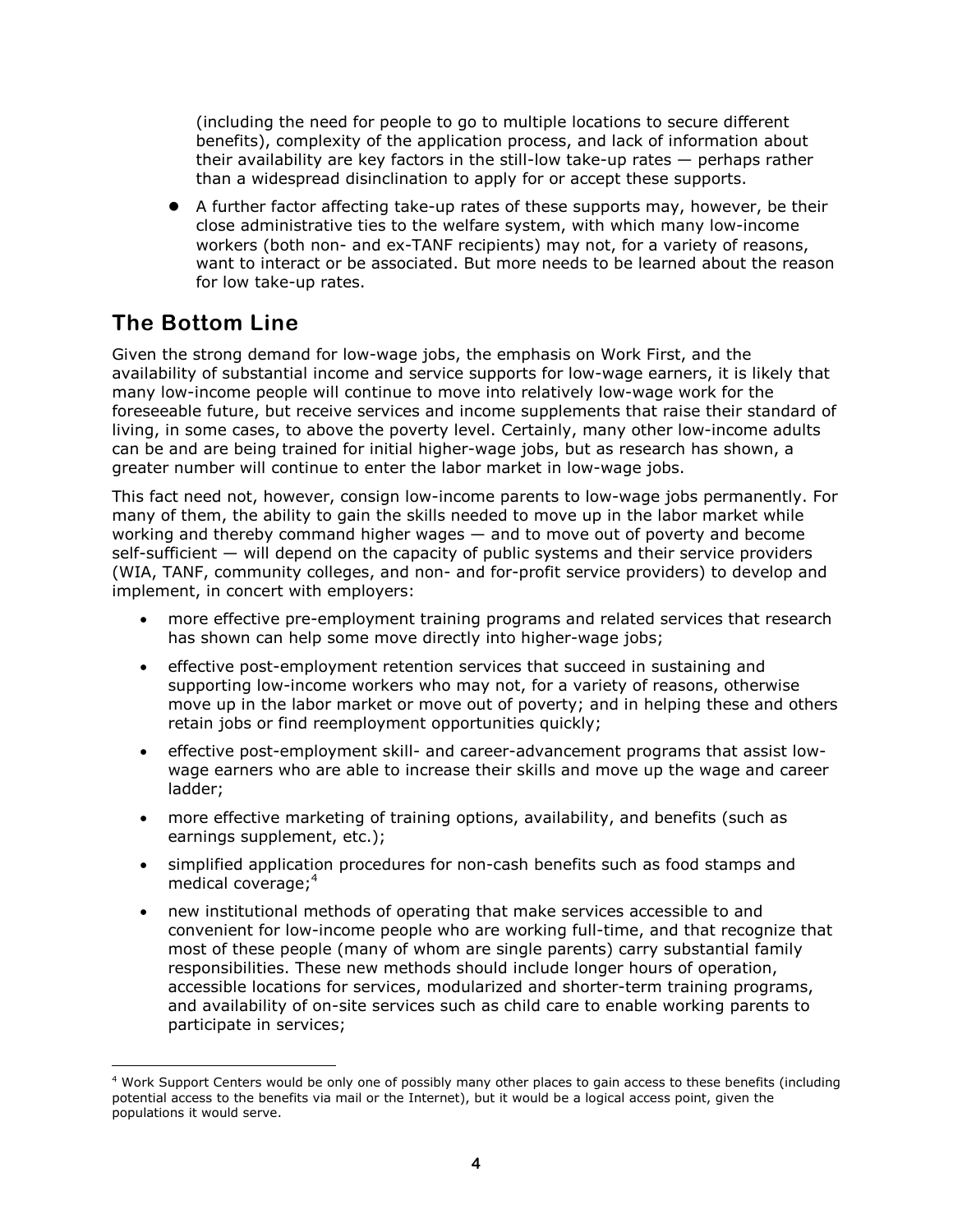(including the need for people to go to multiple locations to secure different benefits), complexity of the application process, and lack of information about their availability are key factors in the still-low take-up rates — perhaps rather than a widespread disinclination to apply for or accept these supports.

- A further factor affecting take-up rates of these supports may, however, be their close administrative ties to the welfare system, with which many low-income workers (both non- and ex-TANF recipients) may not, for a variety of reasons, want to interact or be associated. But more needs to be learned about the reason for low take-up rates.

## The Bottom Line

Given the strong demand for low-wage jobs, the emphasis on Work First, and the availability of substantial income and service supports for low-wage earners, it is likely that many low-income people will continue to move into relatively low-wage work for the foreseeable future, but receive services and income supplements that raise their standard of living, in some cases, to above the poverty level. Certainly, many other low-income adults can be and are being trained for initial higher-wage jobs, but as research has shown, a greater number will continue to enter the labor market in low-wage jobs.

This fact need not, however, consign low-income parents to low-wage jobs permanently. For many of them, the ability to gain the skills needed to move up in the labor market while working and thereby command higher wages — and to move out of poverty and become self-sufficient — will depend on the capacity of public systems and their service providers (WIA, TANF, community colleges, and non- and for-profit service providers) to develop and implement, in concert with employers:

- more effective pre-employment training programs and related services that research has shown can help some move directly into higher-wage jobs;
- effective post-employment retention services that succeed in sustaining and supporting low-income workers who may not, for a variety of reasons, otherwise move up in the labor market or move out of poverty; and in helping these and others retain jobs or find reemployment opportunities quickly;
- effective post-employment skill- and career-advancement programs that assist low-wage earners who are able to increase their skills and move up the wage and career ladder;
- more effective marketing of training options, availability, and benefits (such as earnings supplement, etc.);
- simplified application procedures for non-cash benefits such as food stamps and medical coverage;[4]
- new institutional methods of operating that make services accessible to and convenient for low-income people who are working full-time, and that recognize that most of these people (many of whom are single parents) carry substantial family responsibilities. These new methods should include longer hours of operation, accessible locations for services, modularized and shorter-term training programs, and availability of on-site services such as child care to enable working parents to participate in services;

[4] Work Support Centers would be only one of possibly many other places to gain access to these benefits (including potential access to the benefits via mail or the Internet), but it would be a logical access point, given the populations it would serve.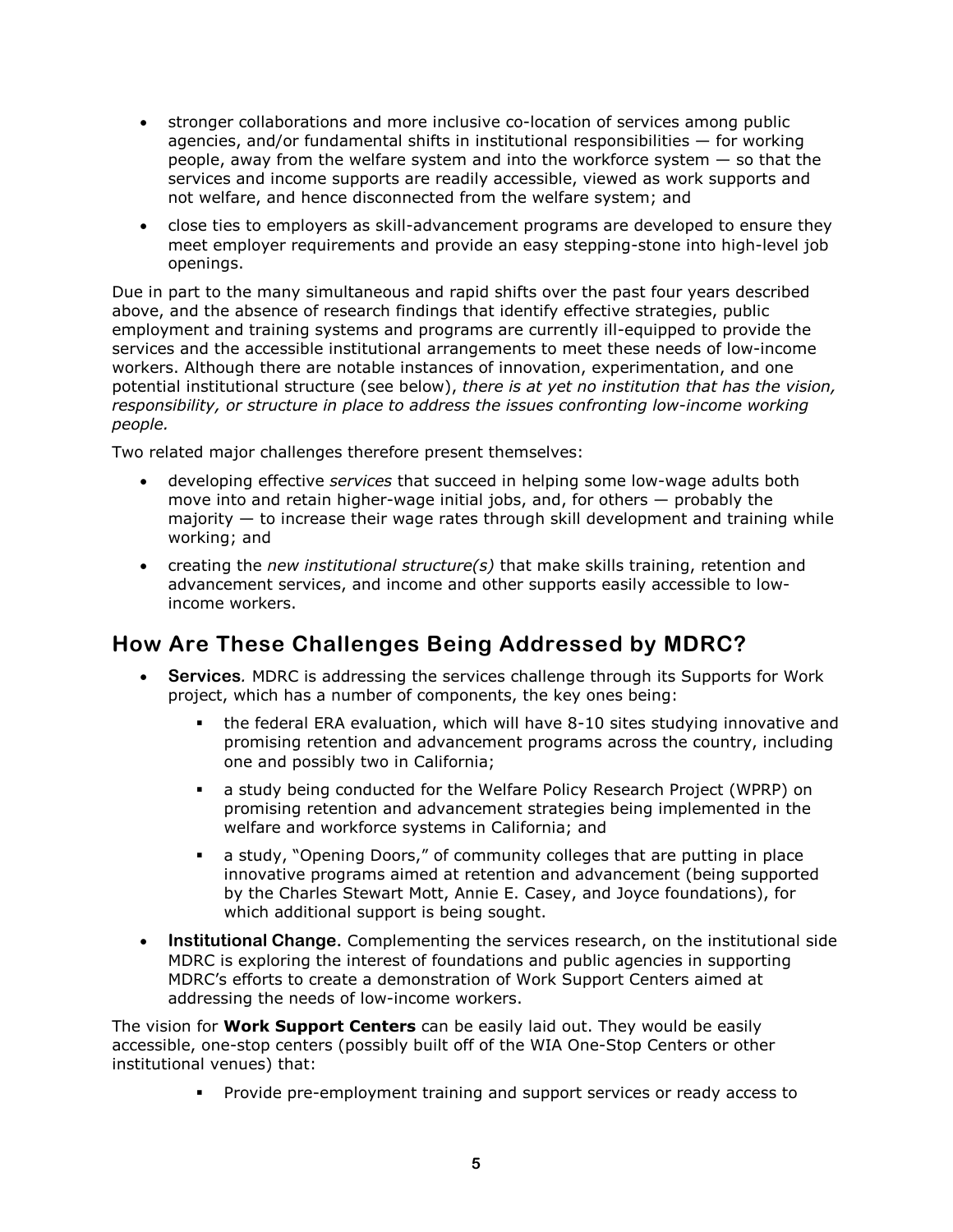- stronger collaborations and more inclusive co-location of services among public agencies, and/or fundamental shifts in institutional responsibilities — for working people, away from the welfare system and into the workforce system — so that the services and income supports are readily accessible, viewed as work supports and not welfare, and hence disconnected from the welfare system; and
- close ties to employers as skill-advancement programs are developed to ensure they meet employer requirements and provide an easy stepping-stone into high-level job openings.

Due in part to the many simultaneous and rapid shifts over the past four years described above, and the absence of research findings that identify effective strategies, public employment and training systems and programs are currently ill-equipped to provide the services and the accessible institutional arrangements to meet these needs of low-income workers. Although there are notable instances of innovation, experimentation, and one potential institutional structure (see below), *there is at yet no institution that has the vision, responsibility, or structure in place to address the issues confronting low-income working people.*

Two related major challenges therefore present themselves:

- developing effective *services* that succeed in helping some low-wage adults both move into and retain higher-wage initial jobs, and, for others — probably the majority — to increase their wage rates through skill development and training while working; and
- creating the *new institutional structure(s)* that make skills training, retention and advancement services, and income and other supports easily accessible to low-income workers.

## How Are These Challenges Being Addressed by MDRC?

- **Services***.* MDRC is addressing the services challenge through its Supports for Work project, which has a number of components, the key ones being:
  - the federal ERA evaluation, which will have 8-10 sites studying innovative and promising retention and advancement programs across the country, including one and possibly two in California;
  - a study being conducted for the Welfare Policy Research Project (WPRP) on promising retention and advancement strategies being implemented in the welfare and workforce systems in California; and
  - a study, "Opening Doors," of community colleges that are putting in place innovative programs aimed at retention and advancement (being supported by the Charles Stewart Mott, Annie E. Casey, and Joyce foundations), for which additional support is being sought.
- **Institutional Change.** Complementing the services research, on the institutional side MDRC is exploring the interest of foundations and public agencies in supporting MDRC's efforts to create a demonstration of Work Support Centers aimed at addressing the needs of low-income workers.

The vision for **Work Support Centers** can be easily laid out. They would be easily accessible, one-stop centers (possibly built off of the WIA One-Stop Centers or other institutional venues) that:

- Provide pre-employment training and support services or ready access to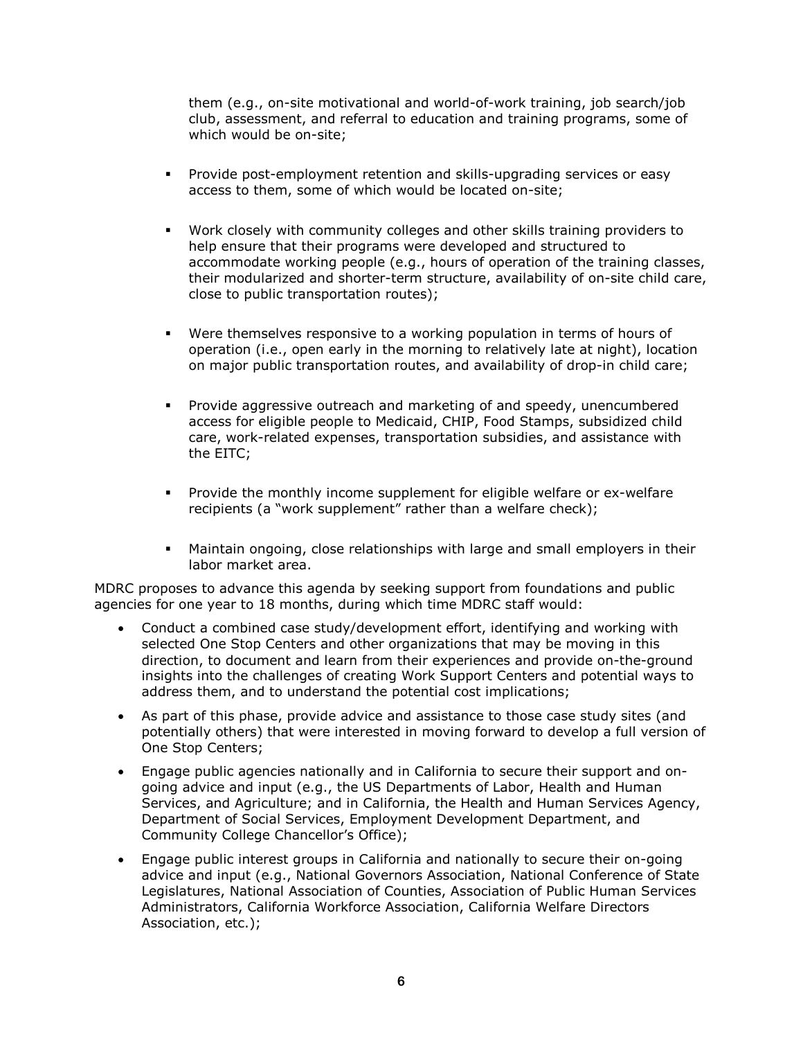them (e.g., on-site motivational and world-of-work training, job search/job club, assessment, and referral to education and training programs, some of which would be on-site;

- Provide post-employment retention and skills-upgrading services or easy access to them, some of which would be located on-site;
- Work closely with community colleges and other skills training providers to help ensure that their programs were developed and structured to accommodate working people (e.g., hours of operation of the training classes, their modularized and shorter-term structure, availability of on-site child care, close to public transportation routes);
- Were themselves responsive to a working population in terms of hours of operation (i.e., open early in the morning to relatively late at night), location on major public transportation routes, and availability of drop-in child care;
- Provide aggressive outreach and marketing of and speedy, unencumbered access for eligible people to Medicaid, CHIP, Food Stamps, subsidized child care, work-related expenses, transportation subsidies, and assistance with the EITC;
- Provide the monthly income supplement for eligible welfare or ex-welfare recipients (a "work supplement" rather than a welfare check);
- Maintain ongoing, close relationships with large and small employers in their labor market area.

MDRC proposes to advance this agenda by seeking support from foundations and public agencies for one year to 18 months, during which time MDRC staff would:

- Conduct a combined case study/development effort, identifying and working with selected One Stop Centers and other organizations that may be moving in this direction, to document and learn from their experiences and provide on-the-ground insights into the challenges of creating Work Support Centers and potential ways to address them, and to understand the potential cost implications;
- As part of this phase, provide advice and assistance to those case study sites (and potentially others) that were interested in moving forward to develop a full version of One Stop Centers;
- Engage public agencies nationally and in California to secure their support and on-going advice and input (e.g., the US Departments of Labor, Health and Human Services, and Agriculture; and in California, the Health and Human Services Agency, Department of Social Services, Employment Development Department, and Community College Chancellor's Office);
- Engage public interest groups in California and nationally to secure their on-going advice and input (e.g., National Governors Association, National Conference of State Legislatures, National Association of Counties, Association of Public Human Services Administrators, California Workforce Association, California Welfare Directors Association, etc.);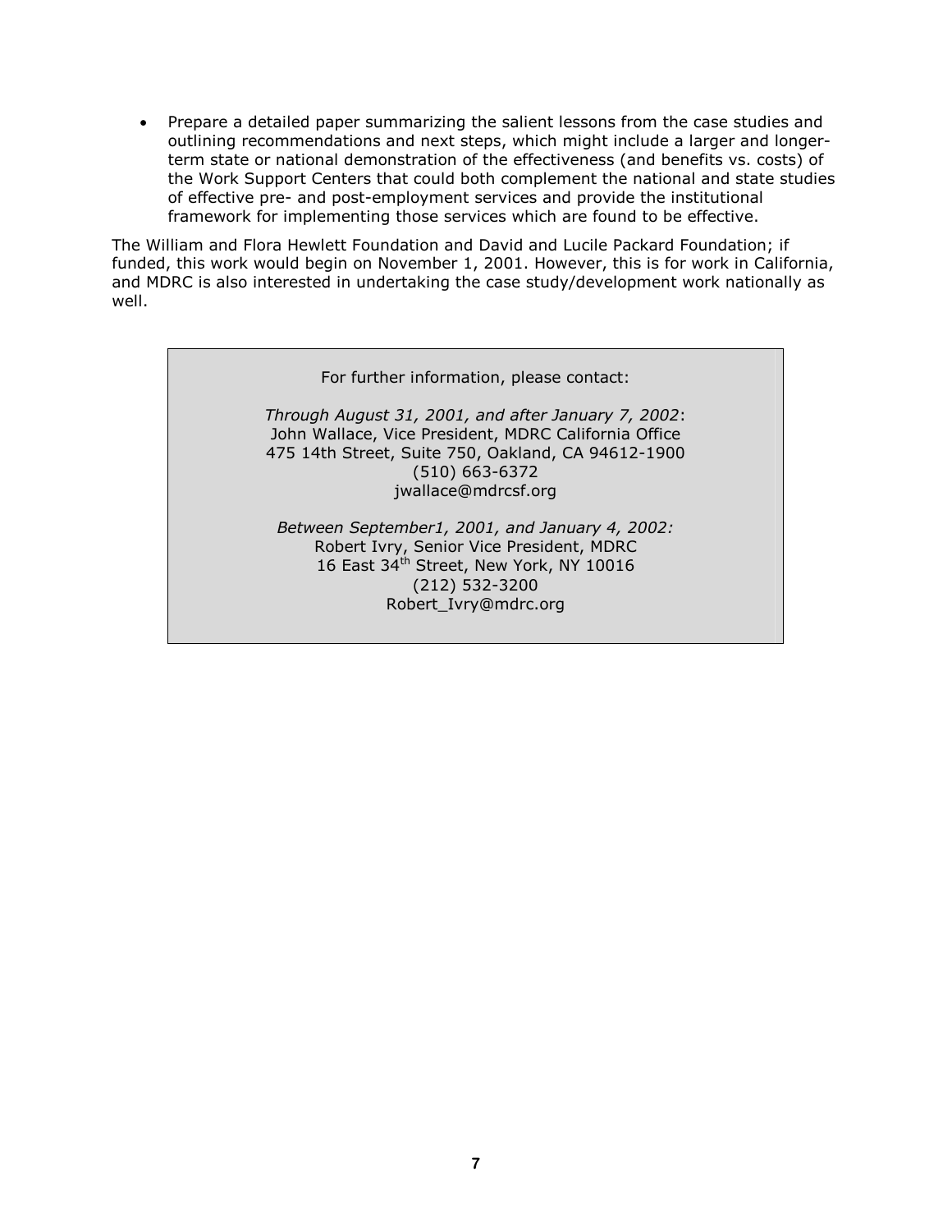- Prepare a detailed paper summarizing the salient lessons from the case studies and outlining recommendations and next steps, which might include a larger and longer-term state or national demonstration of the effectiveness (and benefits vs. costs) of the Work Support Centers that could both complement the national and state studies of effective pre- and post-employment services and provide the institutional framework for implementing those services which are found to be effective.

The William and Flora Hewlett Foundation and David and Lucile Packard Foundation; if funded, this work would begin on November 1, 2001. However, this is for work in California, and MDRC is also interested in undertaking the case study/development work nationally as well.

For further information, please contact:

*Through August 31, 2001, and after January 7, 2002*:
John Wallace, Vice President, MDRC California Office
475 14th Street, Suite 750, Oakland, CA 94612-1900
(510) 663-6372
jwallace@mdrcsf.org

*Between September1, 2001, and January 4, 2002:*
Robert Ivry, Senior Vice President, MDRC
16 East 34th Street, New York, NY 10016
(212) 532-3200
Robert_Ivry@mdrc.org